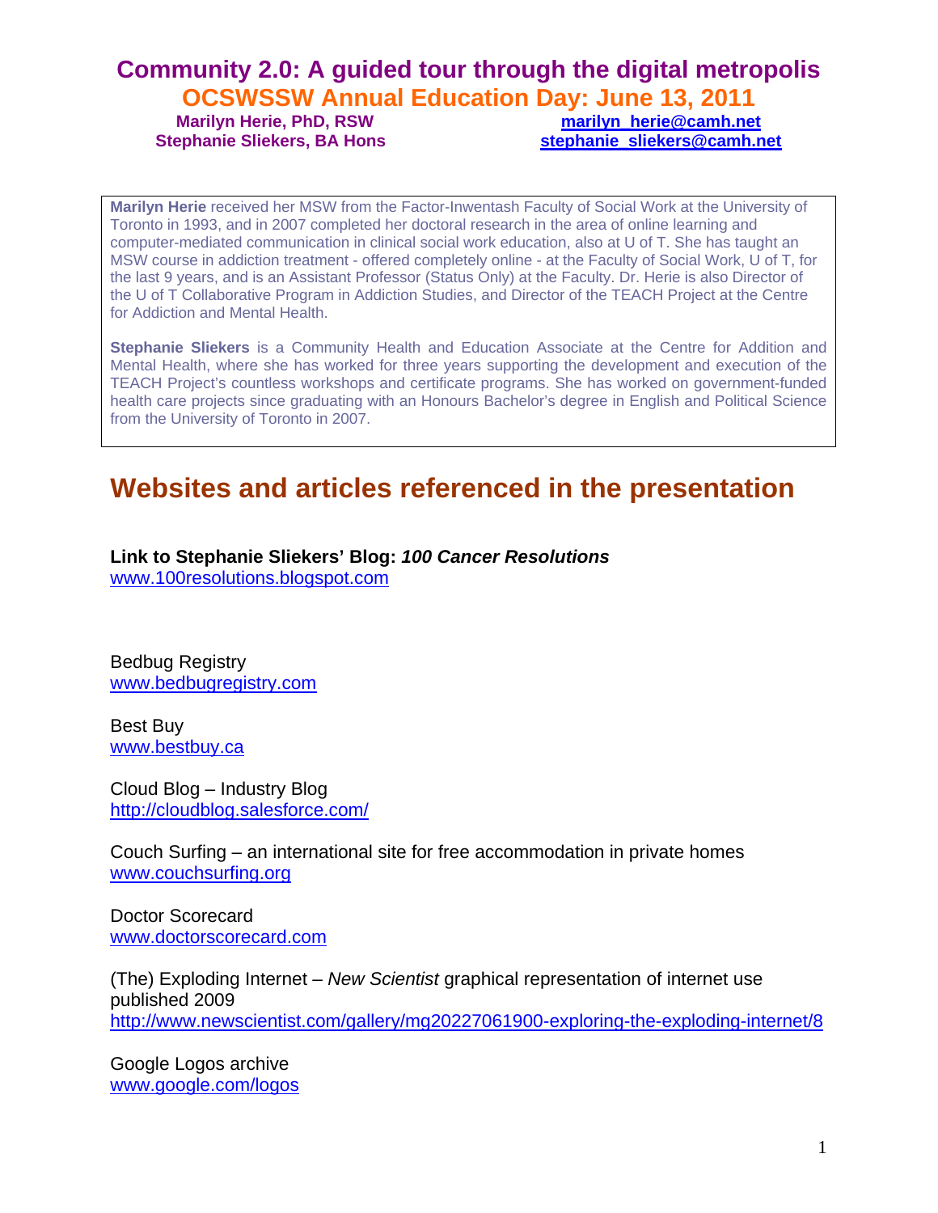# Community 2.0: A guided tour through the digital metropolis

## OCSWSSW Annual Education Day: June 13, 2011

**Marilyn Herie, PhD, RSW** — **marilyn_herie@camh.net**
**Stephanie Sliekers, BA Hons** — **stephanie_sliekers@camh.net**

**Marilyn Herie** received her MSW from the Factor-Inwentash Faculty of Social Work at the University of Toronto in 1993, and in 2007 completed her doctoral research in the area of online learning and computer-mediated communication in clinical social work education, also at U of T. She has taught an MSW course in addiction treatment - offered completely online - at the Faculty of Social Work, U of T, for the last 9 years, and is an Assistant Professor (Status Only) at the Faculty. Dr. Herie is also Director of the U of T Collaborative Program in Addiction Studies, and Director of the TEACH Project at the Centre for Addiction and Mental Health.

**Stephanie Sliekers** is a Community Health and Education Associate at the Centre for Addition and Mental Health, where she has worked for three years supporting the development and execution of the TEACH Project's countless workshops and certificate programs. She has worked on government-funded health care projects since graduating with an Honours Bachelor's degree in English and Political Science from the University of Toronto in 2007.

# Websites and articles referenced in the presentation

**Link to Stephanie Sliekers' Blog: *100 Cancer Resolutions***
www.100resolutions.blogspot.com

Bedbug Registry
www.bedbugregistry.com

Best Buy
www.bestbuy.ca

Cloud Blog – Industry Blog
http://cloudblog.salesforce.com/

Couch Surfing – an international site for free accommodation in private homes
www.couchsurfing.org

Doctor Scorecard
www.doctorscorecard.com

(The) Exploding Internet – *New Scientist* graphical representation of internet use published 2009
http://www.newscientist.com/gallery/mg20227061900-exploring-the-exploding-internet/8

Google Logos archive
www.google.com/logos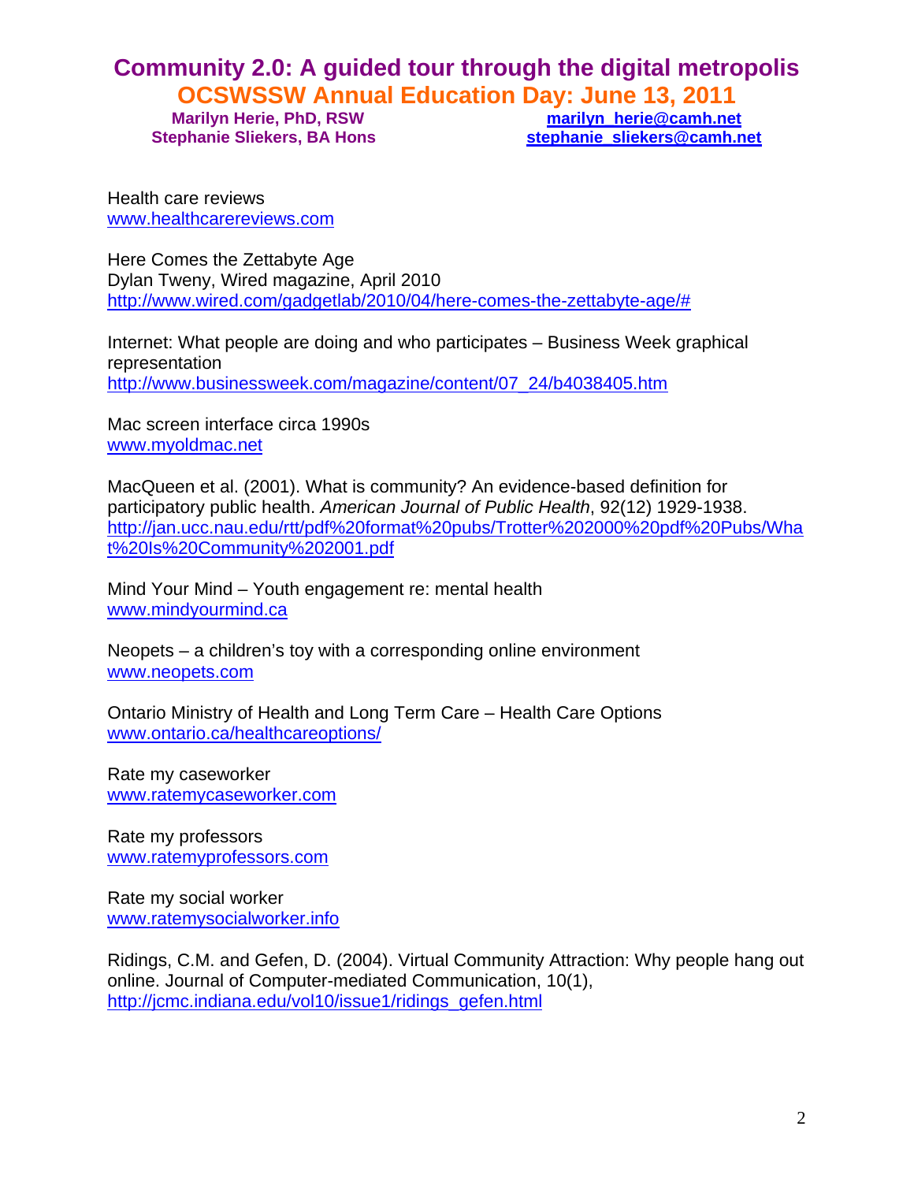# Community 2.0: A guided tour through the digital metropolis

## OCSWSSW Annual Education Day: June 13, 2011

**Marilyn Herie, PhD, RSW** — **marilyn_herie@camh.net**
**Stephanie Sliekers, BA Hons** — **stephanie_sliekers@camh.net**

Health care reviews
www.healthcarereviews.com

Here Comes the Zettabyte Age
Dylan Tweny, Wired magazine, April 2010
http://www.wired.com/gadgetlab/2010/04/here-comes-the-zettabyte-age/#

Internet: What people are doing and who participates – Business Week graphical representation
http://www.businessweek.com/magazine/content/07_24/b4038405.htm

Mac screen interface circa 1990s
www.myoldmac.net

MacQueen et al. (2001). What is community? An evidence-based definition for participatory public health. *American Journal of Public Health*, 92(12) 1929-1938.
http://jan.ucc.nau.edu/rtt/pdf%20format%20pubs/Trotter%202000%20pdf%20Pubs/What%20Is%20Community%202001.pdf

Mind Your Mind – Youth engagement re: mental health
www.mindyourmind.ca

Neopets – a children's toy with a corresponding online environment
www.neopets.com

Ontario Ministry of Health and Long Term Care – Health Care Options
www.ontario.ca/healthcareoptions/

Rate my caseworker
www.ratemycaseworker.com

Rate my professors
www.ratemyprofessors.com

Rate my social worker
www.ratemysocialworker.info

Ridings, C.M. and Gefen, D. (2004). Virtual Community Attraction: Why people hang out online. Journal of Computer-mediated Communication, 10(1),
http://jcmc.indiana.edu/vol10/issue1/ridings_gefen.html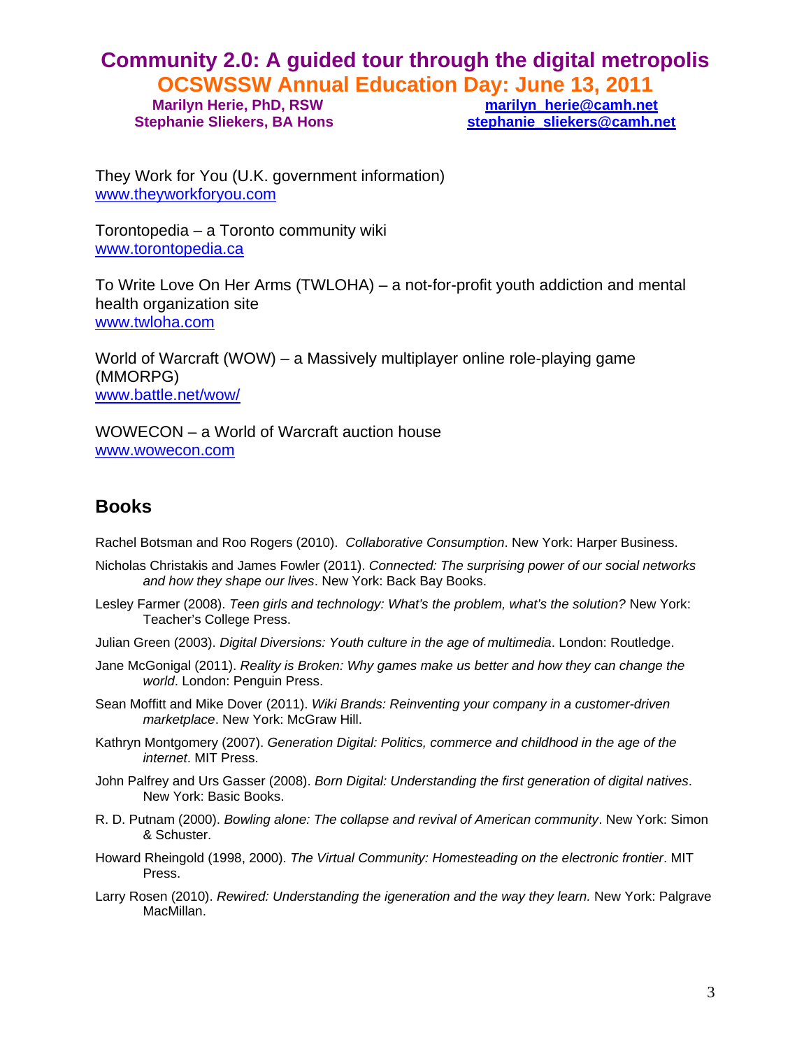# Community 2.0: A guided tour through the digital metropolis

## OCSWSSW Annual Education Day: June 13, 2011

**Marilyn Herie, PhD, RSW** — **marilyn_herie@camh.net**
**Stephanie Sliekers, BA Hons** — **stephanie_sliekers@camh.net**

They Work for You (U.K. government information)
www.theyworkforyou.com

Torontopedia – a Toronto community wiki
www.torontopedia.ca

To Write Love On Her Arms (TWLOHA) – a not-for-profit youth addiction and mental health organization site
www.twloha.com

World of Warcraft (WOW) – a Massively multiplayer online role-playing game (MMORPG)
www.battle.net/wow/

WOWECON – a World of Warcraft auction house
www.wowecon.com

## Books

Rachel Botsman and Roo Rogers (2010). *Collaborative Consumption*. New York: Harper Business.

Nicholas Christakis and James Fowler (2011). *Connected: The surprising power of our social networks and how they shape our lives*. New York: Back Bay Books.

Lesley Farmer (2008). *Teen girls and technology: What's the problem, what's the solution?* New York: Teacher's College Press.

Julian Green (2003). *Digital Diversions: Youth culture in the age of multimedia*. London: Routledge.

Jane McGonigal (2011). *Reality is Broken: Why games make us better and how they can change the world*. London: Penguin Press.

Sean Moffitt and Mike Dover (2011). *Wiki Brands: Reinventing your company in a customer-driven marketplace*. New York: McGraw Hill.

Kathryn Montgomery (2007). *Generation Digital: Politics, commerce and childhood in the age of the internet*. MIT Press.

John Palfrey and Urs Gasser (2008). *Born Digital: Understanding the first generation of digital natives*. New York: Basic Books.

R. D. Putnam (2000). *Bowling alone: The collapse and revival of American community*. New York: Simon & Schuster.

Howard Rheingold (1998, 2000). *The Virtual Community: Homesteading on the electronic frontier*. MIT Press.

Larry Rosen (2010). *Rewired: Understanding the igeneration and the way they learn.* New York: Palgrave MacMillan.